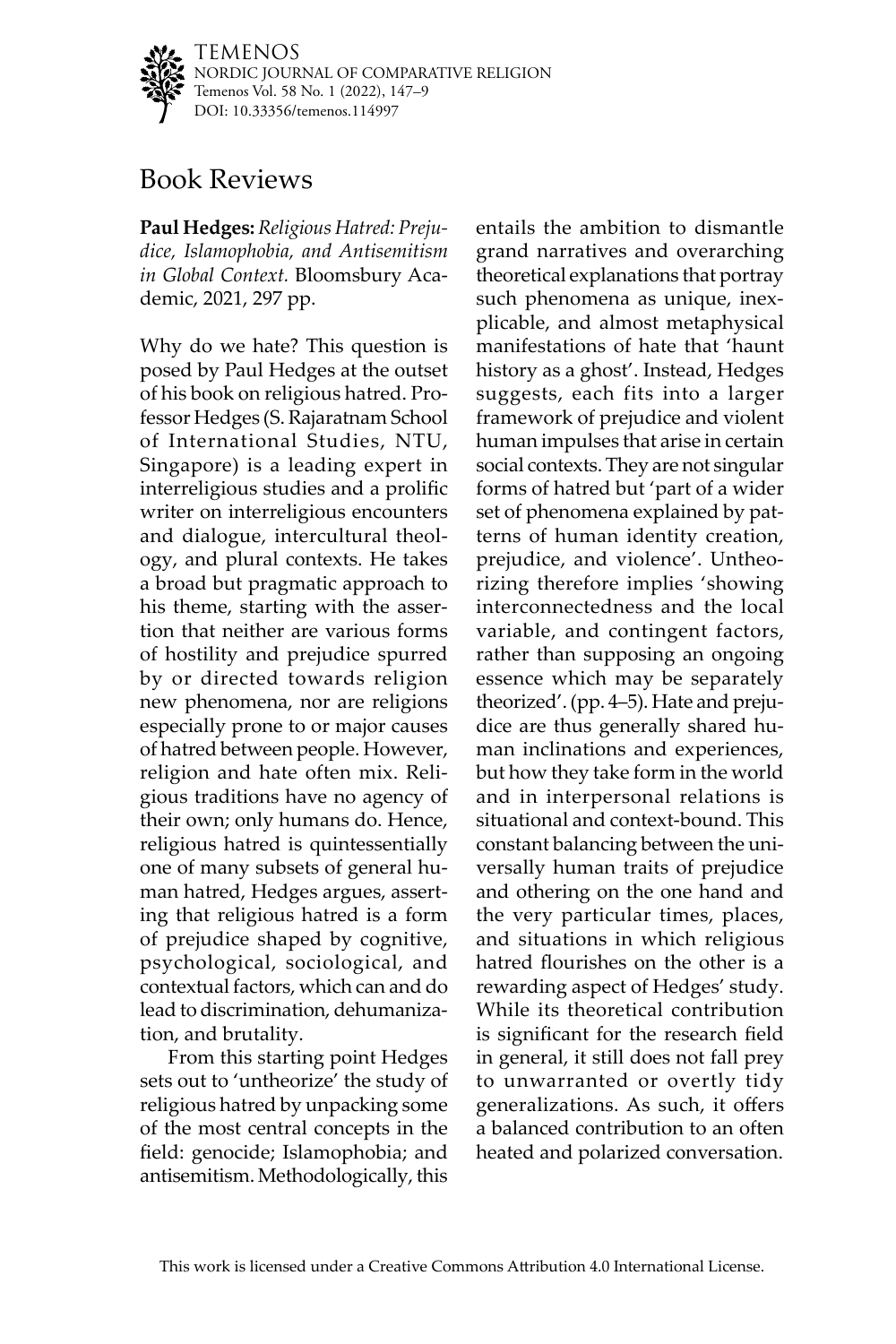# Book Reviews

**Paul Hedges:** *Religious Hatred: Prejudice, Islamophobia, and Antisemitism in Global Context.* Bloomsbury Academic, 2021, 297 pp.

Why do we hate? This question is posed by Paul Hedges at the outset of his book on religious hatred. Professor Hedges (S. Rajaratnam School of International Studies, NTU, Singapore) is a leading expert in interreligious studies and a prolific writer on interreligious encounters and dialogue, intercultural theology, and plural contexts. He takes a broad but pragmatic approach to his theme, starting with the assertion that neither are various forms of hostility and prejudice spurred by or directed towards religion new phenomena, nor are religions especially prone to or major causes of hatred between people. However, religion and hate often mix. Religious traditions have no agency of their own; only humans do. Hence, religious hatred is quintessentially one of many subsets of general human hatred, Hedges argues, asserting that religious hatred is a form of prejudice shaped by cognitive, psychological, sociological, and contextual factors, which can and do lead to discrimination, dehumanization, and brutality.

From this starting point Hedges sets out to 'untheorize' the study of religious hatred by unpacking some of the most central concepts in the field: genocide; Islamophobia; and antisemitism. Methodologically, this entails the ambition to dismantle grand narratives and overarching theoretical explanations that portray such phenomena as unique, inexplicable, and almost metaphysical manifestations of hate that 'haunt history as a ghost'. Instead, Hedges suggests, each fits into a larger framework of prejudice and violent human impulses that arise in certain social contexts. They are not singular forms of hatred but 'part of a wider set of phenomena explained by patterns of human identity creation, prejudice, and violence'. Untheorizing therefore implies 'showing interconnectedness and the local variable, and contingent factors, rather than supposing an ongoing essence which may be separately theorized'. (pp. 4–5). Hate and prejudice are thus generally shared human inclinations and experiences, but how they take form in the world and in interpersonal relations is situational and context-bound. This constant balancing between the universally human traits of prejudice and othering on the one hand and the very particular times, places, and situations in which religious hatred flourishes on the other is a rewarding aspect of Hedges' study. While its theoretical contribution is significant for the research field in general, it still does not fall prey to unwarranted or overtly tidy generalizations. As such, it offers a balanced contribution to an often heated and polarized conversation.

This work is licensed under a Creative Commons Attribution 4.0 International License.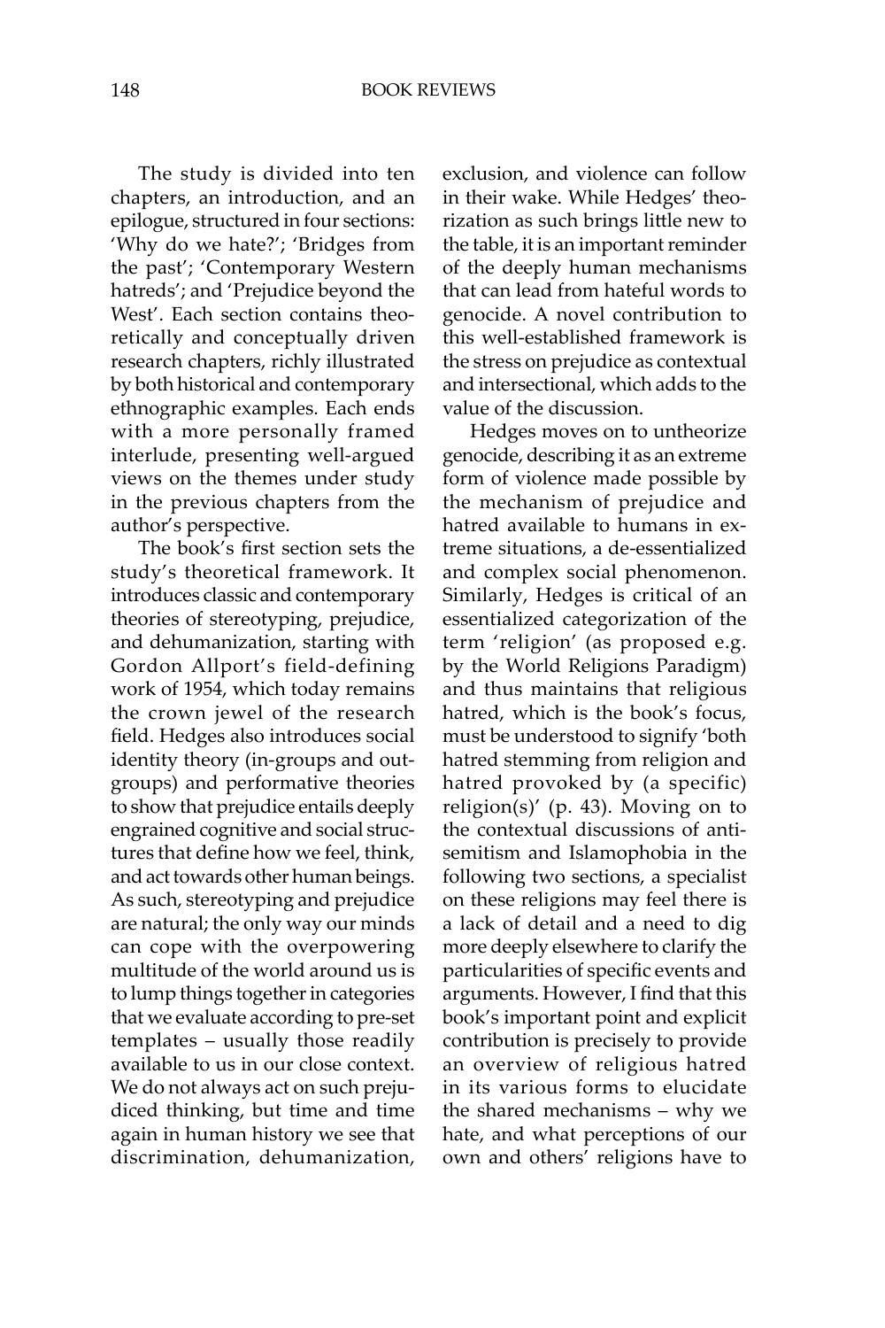The study is divided into ten chapters, an introduction, and an epilogue, structured in four sections: 'Why do we hate?'; 'Bridges from the past'; 'Contemporary Western hatreds'; and 'Prejudice beyond the West'. Each section contains theoretically and conceptually driven research chapters, richly illustrated by both historical and contemporary ethnographic examples. Each ends with a more personally framed interlude, presenting well-argued views on the themes under study in the previous chapters from the author's perspective.

The book's first section sets the study's theoretical framework. It introduces classic and contemporary theories of stereotyping, prejudice, and dehumanization, starting with Gordon Allport's field-defining work of 1954, which today remains the crown jewel of the research field. Hedges also introduces social identity theory (in-groups and out-groups) and performative theories to show that prejudice entails deeply engrained cognitive and social structures that define how we feel, think, and act towards other human beings. As such, stereotyping and prejudice are natural; the only way our minds can cope with the overpowering multitude of the world around us is to lump things together in categories that we evaluate according to pre-set templates – usually those readily available to us in our close context. We do not always act on such prejudiced thinking, but time and time again in human history we see that discrimination, dehumanization, exclusion, and violence can follow in their wake. While Hedges' theorization as such brings little new to the table, it is an important reminder of the deeply human mechanisms that can lead from hateful words to genocide. A novel contribution to this well-established framework is the stress on prejudice as contextual and intersectional, which adds to the value of the discussion.

Hedges moves on to untheorize genocide, describing it as an extreme form of violence made possible by the mechanism of prejudice and hatred available to humans in extreme situations, a de-essentialized and complex social phenomenon. Similarly, Hedges is critical of an essentialized categorization of the term 'religion' (as proposed e.g. by the World Religions Paradigm) and thus maintains that religious hatred, which is the book's focus, must be understood to signify 'both hatred stemming from religion and hatred provoked by (a specific) religion(s)' (p. 43). Moving on to the contextual discussions of antisemitism and Islamophobia in the following two sections, a specialist on these religions may feel there is a lack of detail and a need to dig more deeply elsewhere to clarify the particularities of specific events and arguments. However, I find that this book's important point and explicit contribution is precisely to provide an overview of religious hatred in its various forms to elucidate the shared mechanisms – why we hate, and what perceptions of our own and others' religions have to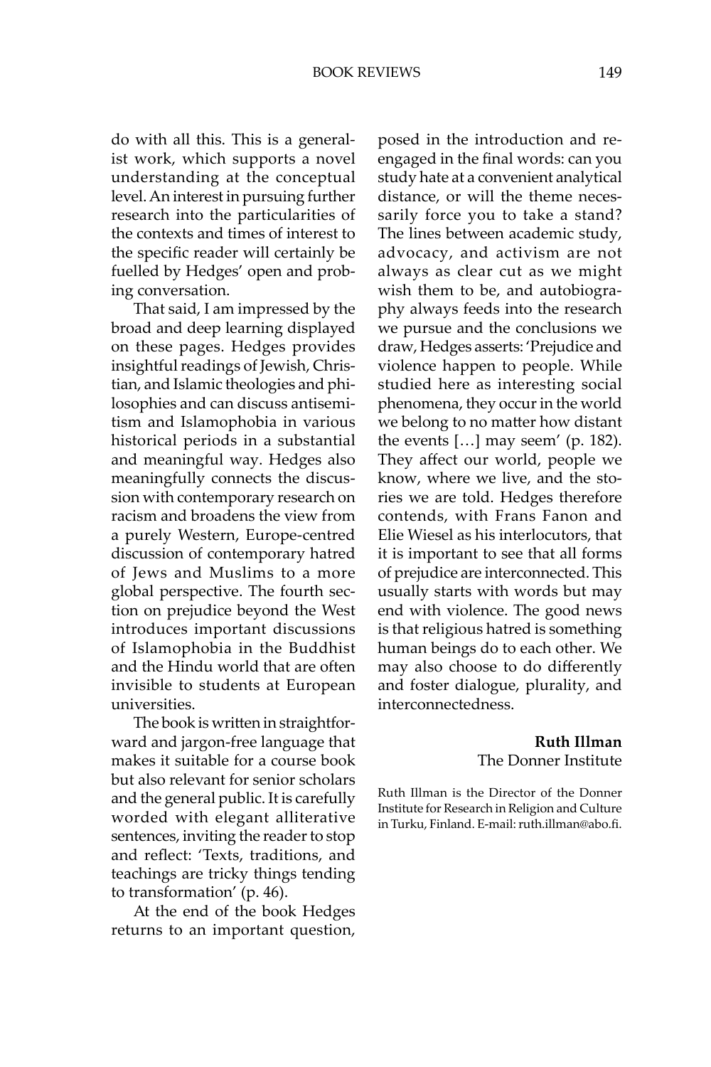do with all this. This is a generalist work, which supports a novel understanding at the conceptual level. An interest in pursuing further research into the particularities of the contexts and times of interest to the specific reader will certainly be fuelled by Hedges' open and probing conversation.

That said, I am impressed by the broad and deep learning displayed on these pages. Hedges provides insightful readings of Jewish, Christian, and Islamic theologies and philosophies and can discuss antisemitism and Islamophobia in various historical periods in a substantial and meaningful way. Hedges also meaningfully connects the discussion with contemporary research on racism and broadens the view from a purely Western, Europe-centred discussion of contemporary hatred of Jews and Muslims to a more global perspective. The fourth section on prejudice beyond the West introduces important discussions of Islamophobia in the Buddhist and the Hindu world that are often invisible to students at European universities.

The book is written in straightforward and jargon-free language that makes it suitable for a course book but also relevant for senior scholars and the general public. It is carefully worded with elegant alliterative sentences, inviting the reader to stop and reflect: 'Texts, traditions, and teachings are tricky things tending to transformation' (p. 46).

At the end of the book Hedges returns to an important question, posed in the introduction and re-engaged in the final words: can you study hate at a convenient analytical distance, or will the theme necessarily force you to take a stand? The lines between academic study, advocacy, and activism are not always as clear cut as we might wish them to be, and autobiography always feeds into the research we pursue and the conclusions we draw, Hedges asserts: 'Prejudice and violence happen to people. While studied here as interesting social phenomena, they occur in the world we belong to no matter how distant the events […] may seem' (p. 182). They affect our world, people we know, where we live, and the stories we are told. Hedges therefore contends, with Frans Fanon and Elie Wiesel as his interlocutors, that it is important to see that all forms of prejudice are interconnected. This usually starts with words but may end with violence. The good news is that religious hatred is something human beings do to each other. We may also choose to do differently and foster dialogue, plurality, and interconnectedness.

**Ruth Illman**
The Donner Institute

Ruth Illman is the Director of the Donner Institute for Research in Religion and Culture in Turku, Finland. E-mail: ruth.illman@abo.fi.